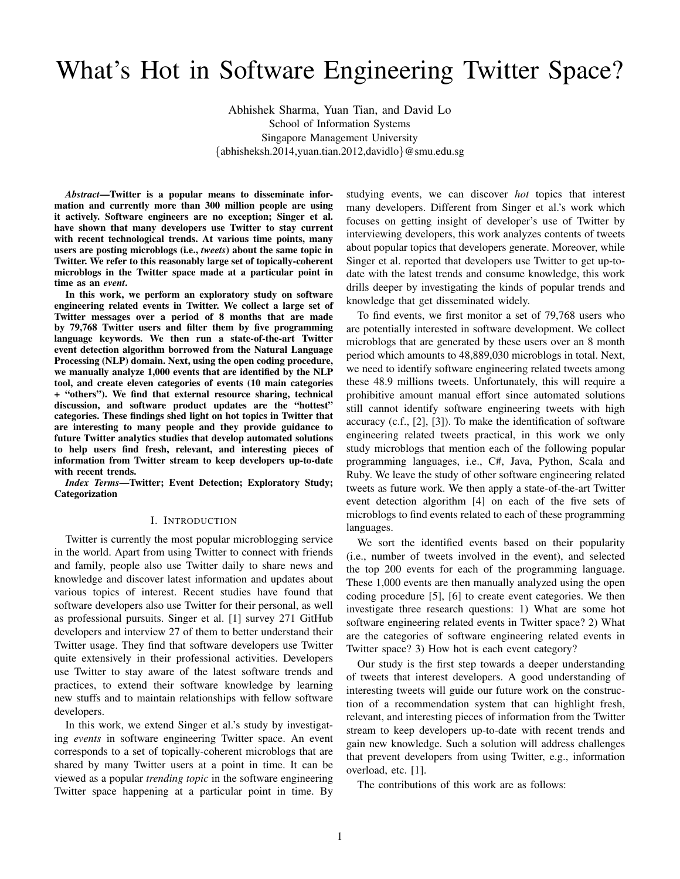# What's Hot in Software Engineering Twitter Space?

Abhishek Sharma, Yuan Tian, and David Lo
School of Information Systems
Singapore Management University
{abhisheksh.2014,yuan.tian.2012,davidlo}@smu.edu.sg

***Abstract*—Twitter is a popular means to disseminate information and currently more than 300 million people are using it actively. Software engineers are no exception; Singer et al. have shown that many developers use Twitter to stay current with recent technological trends. At various time points, many users are posting microblogs (i.e., *tweets*) about the same topic in Twitter. We refer to this reasonably large set of topically-coherent microblogs in the Twitter space made at a particular point in time as an *event*.**

**In this work, we perform an exploratory study on software engineering related events in Twitter. We collect a large set of Twitter messages over a period of 8 months that are made by 79,768 Twitter users and filter them by five programming language keywords. We then run a state-of-the-art Twitter event detection algorithm borrowed from the Natural Language Processing (NLP) domain. Next, using the open coding procedure, we manually analyze 1,000 events that are identified by the NLP tool, and create eleven categories of events (10 main categories + "others"). We find that external resource sharing, technical discussion, and software product updates are the "hottest" categories. These findings shed light on hot topics in Twitter that are interesting to many people and they provide guidance to future Twitter analytics studies that develop automated solutions to help users find fresh, relevant, and interesting pieces of information from Twitter stream to keep developers up-to-date with recent trends.**

***Index Terms*—Twitter; Event Detection; Exploratory Study; Categorization**

## I. Introduction

Twitter is currently the most popular microblogging service in the world. Apart from using Twitter to connect with friends and family, people also use Twitter daily to share news and knowledge and discover latest information and updates about various topics of interest. Recent studies have found that software developers also use Twitter for their personal, as well as professional pursuits. Singer et al. [1] survey 271 GitHub developers and interview 27 of them to better understand their Twitter usage. They find that software developers use Twitter quite extensively in their professional activities. Developers use Twitter to stay aware of the latest software trends and practices, to extend their software knowledge by learning new stuffs and to maintain relationships with fellow software developers.

In this work, we extend Singer et al.'s study by investigating *events* in software engineering Twitter space. An event corresponds to a set of topically-coherent microblogs that are shared by many Twitter users at a point in time. It can be viewed as a popular *trending topic* in the software engineering Twitter space happening at a particular point in time. By studying events, we can discover *hot* topics that interest many developers. Different from Singer et al.'s work which focuses on getting insight of developer's use of Twitter by interviewing developers, this work analyzes contents of tweets about popular topics that developers generate. Moreover, while Singer et al. reported that developers use Twitter to get up-to-date with the latest trends and consume knowledge, this work drills deeper by investigating the kinds of popular trends and knowledge that get disseminated widely.

To find events, we first monitor a set of 79,768 users who are potentially interested in software development. We collect microblogs that are generated by these users over an 8 month period which amounts to 48,889,030 microblogs in total. Next, we need to identify software engineering related tweets among these 48.9 millions tweets. Unfortunately, this will require a prohibitive amount manual effort since automated solutions still cannot identify software engineering tweets with high accuracy (c.f., [2], [3]). To make the identification of software engineering related tweets practical, in this work we only study microblogs that mention each of the following popular programming languages, i.e., C#, Java, Python, Scala and Ruby. We leave the study of other software engineering related tweets as future work. We then apply a state-of-the-art Twitter event detection algorithm [4] on each of the five sets of microblogs to find events related to each of these programming languages.

We sort the identified events based on their popularity (i.e., number of tweets involved in the event), and selected the top 200 events for each of the programming language. These 1,000 events are then manually analyzed using the open coding procedure [5], [6] to create event categories. We then investigate three research questions: 1) What are some hot software engineering related events in Twitter space? 2) What are the categories of software engineering related events in Twitter space? 3) How hot is each event category?

Our study is the first step towards a deeper understanding of tweets that interest developers. A good understanding of interesting tweets will guide our future work on the construction of a recommendation system that can highlight fresh, relevant, and interesting pieces of information from the Twitter stream to keep developers up-to-date with recent trends and gain new knowledge. Such a solution will address challenges that prevent developers from using Twitter, e.g., information overload, etc. [1].

The contributions of this work are as follows: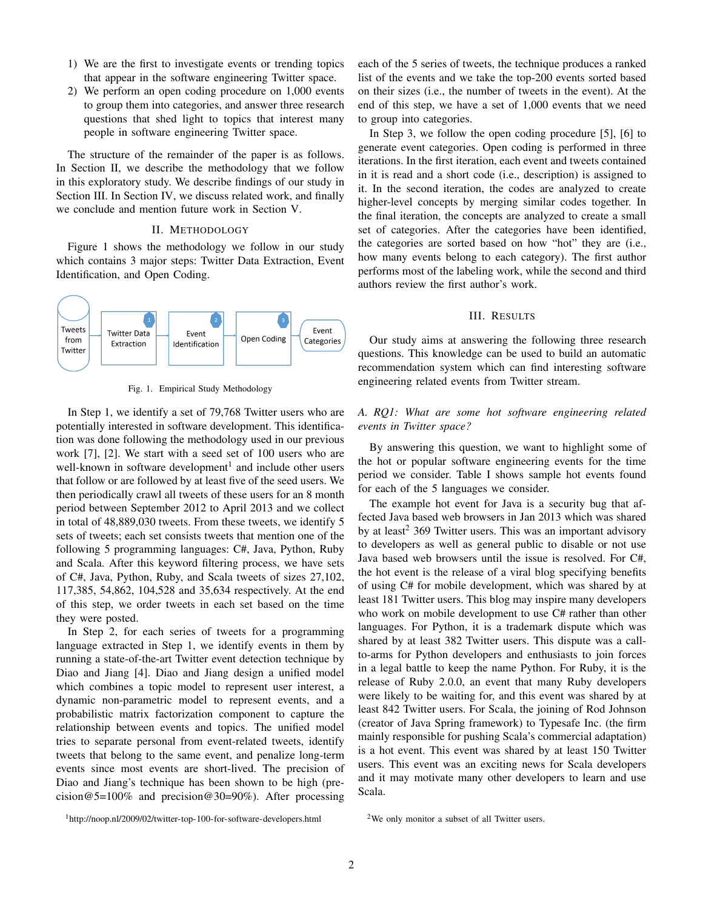1) We are the first to investigate events or trending topics that appear in the software engineering Twitter space.
2) We perform an open coding procedure on 1,000 events to group them into categories, and answer three research questions that shed light to topics that interest many people in software engineering Twitter space.

The structure of the remainder of the paper is as follows. In Section II, we describe the methodology that we follow in this exploratory study. We describe findings of our study in Section III. In Section IV, we discuss related work, and finally we conclude and mention future work in Section V.

## II. Methodology

Figure 1 shows the methodology we follow in our study which contains 3 major steps: Twitter Data Extraction, Event Identification, and Open Coding.

Tweets from Twitter → Twitter Data Extraction (1) → Event Identification (2) → Open Coding (3) → Event Categories

Fig. 1. Empirical Study Methodology

In Step 1, we identify a set of 79,768 Twitter users who are potentially interested in software development. This identification was done following the methodology used in our previous work [7], [2]. We start with a seed set of 100 users who are well-known in software development[1] and include other users that follow or are followed by at least five of the seed users. We then periodically crawl all tweets of these users for an 8 month period between September 2012 to April 2013 and we collect in total of 48,889,030 tweets. From these tweets, we identify 5 sets of tweets; each set consists tweets that mention one of the following 5 programming languages: C#, Java, Python, Ruby and Scala. After this keyword filtering process, we have sets of C#, Java, Python, Ruby, and Scala tweets of sizes 27,102, 117,385, 54,862, 104,528 and 35,634 respectively. At the end of this step, we order tweets in each set based on the time they were posted.

In Step 2, for each series of tweets for a programming language extracted in Step 1, we identify events in them by running a state-of-the-art Twitter event detection technique by Diao and Jiang [4]. Diao and Jiang design a unified model which combines a topic model to represent user interest, a dynamic non-parametric model to represent events, and a probabilistic matrix factorization component to capture the relationship between events and topics. The unified model tries to separate personal from event-related tweets, identify tweets that belong to the same event, and penalize long-term events since most events are short-lived. The precision of Diao and Jiang's technique has been shown to be high (precision@5=100% and precision@30=90%). After processing each of the 5 series of tweets, the technique produces a ranked list of the events and we take the top-200 events sorted based on their sizes (i.e., the number of tweets in the event). At the end of this step, we have a set of 1,000 events that we need to group into categories.

In Step 3, we follow the open coding procedure [5], [6] to generate event categories. Open coding is performed in three iterations. In the first iteration, each event and tweets contained in it is read and a short code (i.e., description) is assigned to it. In the second iteration, the codes are analyzed to create higher-level concepts by merging similar codes together. In the final iteration, the concepts are analyzed to create a small set of categories. After the categories have been identified, the categories are sorted based on how "hot" they are (i.e., how many events belong to each category). The first author performs most of the labeling work, while the second and third authors review the first author's work.

## III. Results

Our study aims at answering the following three research questions. This knowledge can be used to build an automatic recommendation system which can find interesting software engineering related events from Twitter stream.

### A. RQ1: What are some hot software engineering related events in Twitter space?

By answering this question, we want to highlight some of the hot or popular software engineering events for the time period we consider. Table I shows sample hot events found for each of the 5 languages we consider.

The example hot event for Java is a security bug that affected Java based web browsers in Jan 2013 which was shared by at least[2] 369 Twitter users. This was an important advisory to developers as well as general public to disable or not use Java based web browsers until the issue is resolved. For C#, the hot event is the release of a viral blog specifying benefits of using C# for mobile development, which was shared by at least 181 Twitter users. This blog may inspire many developers who work on mobile development to use C# rather than other languages. For Python, it is a trademark dispute which was shared by at least 382 Twitter users. This dispute was a call-to-arms for Python developers and enthusiasts to join forces in a legal battle to keep the name Python. For Ruby, it is the release of Ruby 2.0.0, an event that many Ruby developers were likely to be waiting for, and this event was shared by at least 842 Twitter users. For Scala, the joining of Rod Johnson (creator of Java Spring framework) to Typesafe Inc. (the firm mainly responsible for pushing Scala's commercial adaptation) is a hot event. This event was shared by at least 150 Twitter users. This event was an exciting news for Scala developers and it may motivate many other developers to learn and use Scala.

[1] http://noop.nl/2009/02/twitter-top-100-for-software-developers.html

[2] We only monitor a subset of all Twitter users.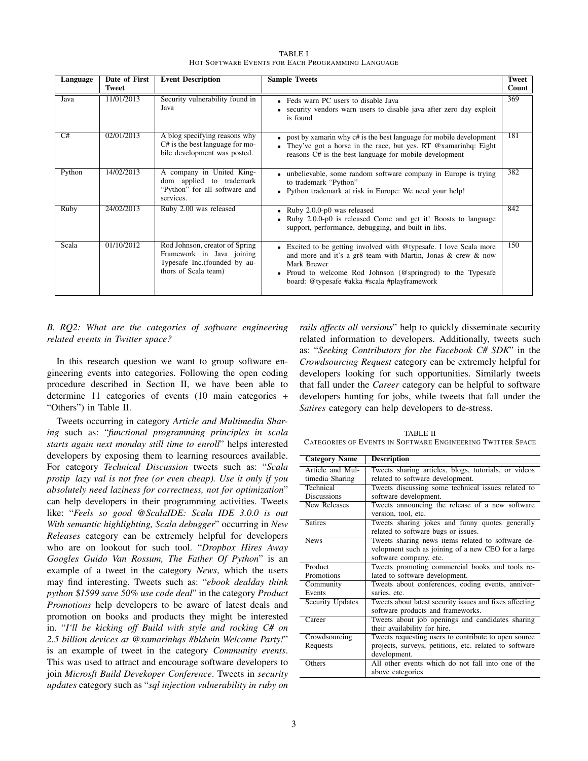TABLE I
HOT SOFTWARE EVENTS FOR EACH PROGRAMMING LANGUAGE

| Language | Date of First Tweet | Event Description | Sample Tweets | Tweet Count |
|---|---|---|---|---|
| Java | 11/01/2013 | Security vulnerability found in Java | • Feds warn PC users to disable Java<br>• security vendors warn users to disable java after zero day exploit is found | 369 |
| C# | 02/01/2013 | A blog specifying reasons why C# is the best language for mobile development was posted. | • post by xamarin why c# is the best language for mobile development<br>• They've got a horse in the race, but yes. RT @xamarinhq: Eight reasons C# is the best language for mobile development | 181 |
| Python | 14/02/2013 | A company in United Kingdom applied to trademark "Python" for all software and services. | • unbelievable, some random software company in Europe is trying to trademark "Python"<br>• Python trademark at risk in Europe: We need your help! | 382 |
| Ruby | 24/02/2013 | Ruby 2.00 was released | • Ruby 2.0.0-p0 was released<br>• Ruby 2.0.0-p0 is released Come and get it! Boosts to language support, performance, debugging, and built in libs. | 842 |
| Scala | 01/10/2012 | Rod Johnson, creator of Spring Framework in Java joining Typesafe Inc.(founded by authors of Scala team) | • Excited to be getting involved with @typesafe. I love Scala more and more and it's a gr8 team with Martin, Jonas & crew & now Mark Brewer<br>• Proud to welcome Rod Johnson (@springrod) to the Typesafe board: @typesafe #akka #scala #playframework | 150 |

### B. RQ2: What are the categories of software engineering related events in Twitter space?

In this research question we want to group software engineering events into categories. Following the open coding procedure described in Section II, we have been able to determine 11 categories of events (10 main categories + "Others") in Table II.

Tweets occurring in category *Article and Multimedia Sharing* such as: "*functional programming principles in scala starts again next monday still time to enroll*" helps interested developers by exposing them to learning resources available. For category *Technical Discussion* tweets such as: "*Scala protip lazy val is not free (or even cheap). Use it only if you absolutely need laziness for correctness, not for optimization*" can help developers in their programming activities. Tweets like: "*Feels so good @ScalaIDE: Scala IDE 3.0.0 is out With semantic highlighting, Scala debugger*" occurring in *New Releases* category can be extremely helpful for developers who are on lookout for such tool. "*Dropbox Hires Away Googles Guido Van Rossum, The Father Of Python*" is an example of a tweet in the category *News*, which the users may find interesting. Tweets such as: "*ebook dealday think python $1599 save 50% use code deal*" in the category *Product Promotions* help developers to be aware of latest deals and promotion on books and products they might be interested in. "*I'll be kicking off Build with style and rocking C# on 2.5 billion devices at @xamarinhqs #bldwin Welcome Party!*" is an example of tweet in the category *Community events*. This was used to attract and encourage software developers to join *Microsft Build Devekoper Conference*. Tweets in *security updates* category such as "*sql injection vulnerability in ruby on rails affects all versions*" help to quickly disseminate security related information to developers. Additionally, tweets such as: "*Seeking Contributors for the Facebook C# SDK*" in the *Crowdsourcing Request* category can be extremely helpful for developers looking for such opportunities. Similarly tweets that fall under the *Career* category can be helpful to software developers hunting for jobs, while tweets that fall under the *Satires* category can help developers to de-stress.

TABLE II
CATEGORIES OF EVENTS IN SOFTWARE ENGINEERING TWITTER SPACE

| Category Name | Description |
|---|---|
| Article and Multimedia Sharing | Tweets sharing articles, blogs, tutorials, or videos related to software development. |
| Technical Discussions | Tweets discussing some technical issues related to software development. |
| New Releases | Tweets announcing the release of a new software version, tool, etc. |
| Satires | Tweets sharing jokes and funny quotes generally related to software bugs or issues. |
| News | Tweets sharing news items related to software development such as joining of a new CEO for a large software company, etc. |
| Product Promotions | Tweets promoting commercial books and tools related to software development. |
| Community Events | Tweets about conferences, coding events, anniversaries, etc. |
| Security Updates | Tweets about latest security issues and fixes affecting software products and frameworks. |
| Career | Tweets about job openings and candidates sharing their availability for hire. |
| Crowdsourcing Requests | Tweets requesting users to contribute to open source projects, surveys, petitions, etc. related to software development. |
| Others | All other events which do not fall into one of the above categories |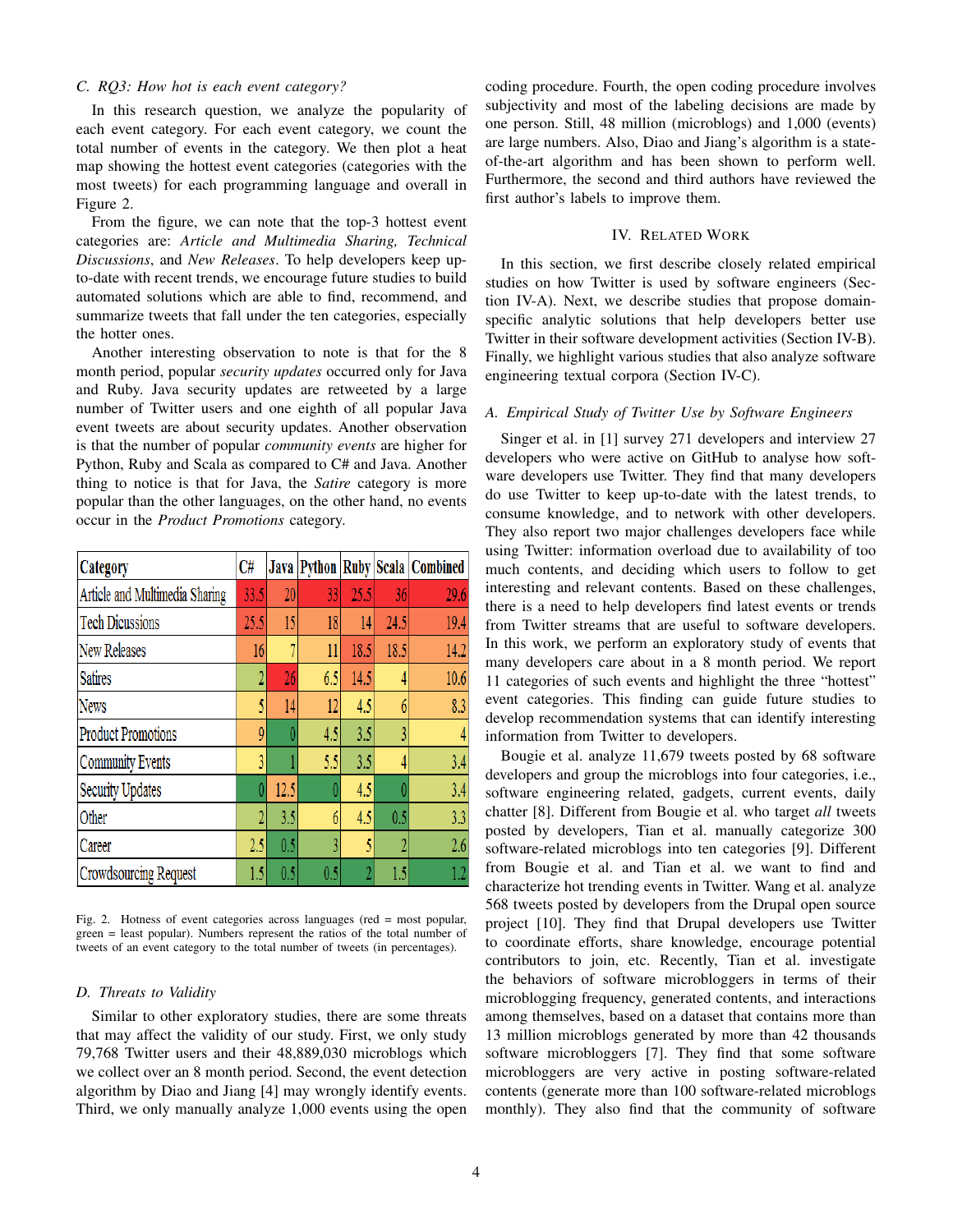### C. RQ3: How hot is each event category?

In this research question, we analyze the popularity of each event category. For each event category, we count the total number of events in the category. We then plot a heat map showing the hottest event categories (categories with the most tweets) for each programming language and overall in Figure 2.

From the figure, we can note that the top-3 hottest event categories are: *Article and Multimedia Sharing, Technical Discussions*, and *New Releases*. To help developers keep up-to-date with recent trends, we encourage future studies to build automated solutions which are able to find, recommend, and summarize tweets that fall under the ten categories, especially the hotter ones.

Another interesting observation to note is that for the 8 month period, popular *security updates* occurred only for Java and Ruby. Java security updates are retweeted by a large number of Twitter users and one eighth of all popular Java event tweets are about security updates. Another observation is that the number of popular *community events* are higher for Python, Ruby and Scala as compared to C# and Java. Another thing to notice is that for Java, the *Satire* category is more popular than the other languages, on the other hand, no events occur in the *Product Promotions* category.

| Category | C# | Java | Python | Ruby | Scala | Combined |
|---|---|---|---|---|---|---|
| Article and Multimedia Sharing | 33.5 | 20 | 33 | 25.5 | 36 | 29.6 |
| Tech Dicussions | 25.5 | 15 | 18 | 14 | 24.5 | 19.4 |
| New Releases | 16 | 7 | 11 | 18.5 | 18.5 | 14.2 |
| Satires | 2 | 26 | 6.5 | 14.5 | 4 | 10.6 |
| News | 5 | 14 | 12 | 4.5 | 6 | 8.3 |
| Product Promotions | 9 | 0 | 4.5 | 3.5 | 3 | 4 |
| Community Events | 3 | 1 | 5.5 | 3.5 | 4 | 3.4 |
| Security Updates | 0 | 12.5 | 0 | 4.5 | 0 | 3.4 |
| Other | 2 | 3.5 | 6 | 4.5 | 0.5 | 3.3 |
| Career | 2.5 | 0.5 | 3 | 5 | 2 | 2.6 |
| Crowdsourcing Request | 1.5 | 0.5 | 0.5 | 2 | 1.5 | 1.2 |

Fig. 2. Hotness of event categories across languages (red = most popular, green = least popular). Numbers represent the ratios of the total number of tweets of an event category to the total number of tweets (in percentages).

### D. Threats to Validity

Similar to other exploratory studies, there are some threats that may affect the validity of our study. First, we only study 79,768 Twitter users and their 48,889,030 microblogs which we collect over an 8 month period. Second, the event detection algorithm by Diao and Jiang [4] may wrongly identify events. Third, we only manually analyze 1,000 events using the open coding procedure. Fourth, the open coding procedure involves subjectivity and most of the labeling decisions are made by one person. Still, 48 million (microblogs) and 1,000 (events) are large numbers. Also, Diao and Jiang's algorithm is a state-of-the-art algorithm and has been shown to perform well. Furthermore, the second and third authors have reviewed the first author's labels to improve them.

## IV. Related Work

In this section, we first describe closely related empirical studies on how Twitter is used by software engineers (Section IV-A). Next, we describe studies that propose domain-specific analytic solutions that help developers better use Twitter in their software development activities (Section IV-B). Finally, we highlight various studies that also analyze software engineering textual corpora (Section IV-C).

### A. Empirical Study of Twitter Use by Software Engineers

Singer et al. in [1] survey 271 developers and interview 27 developers who were active on GitHub to analyse how software developers use Twitter. They find that many developers do use Twitter to keep up-to-date with the latest trends, to consume knowledge, and to network with other developers. They also report two major challenges developers face while using Twitter: information overload due to availability of too much contents, and deciding which users to follow to get interesting and relevant contents. Based on these challenges, there is a need to help developers find latest events or trends from Twitter streams that are useful to software developers. In this work, we perform an exploratory study of events that many developers care about in a 8 month period. We report 11 categories of such events and highlight the three "hottest" event categories. This finding can guide future studies to develop recommendation systems that can identify interesting information from Twitter to developers.

Bougie et al. analyze 11,679 tweets posted by 68 software developers and group the microblogs into four categories, i.e., software engineering related, gadgets, current events, daily chatter [8]. Different from Bougie et al. who target *all* tweets posted by developers, Tian et al. manually categorize 300 software-related microblogs into ten categories [9]. Different from Bougie et al. and Tian et al. we want to find and characterize hot trending events in Twitter. Wang et al. analyze 568 tweets posted by developers from the Drupal open source project [10]. They find that Drupal developers use Twitter to coordinate efforts, share knowledge, encourage potential contributors to join, etc. Recently, Tian et al. investigate the behaviors of software microbloggers in terms of their microblogging frequency, generated contents, and interactions among themselves, based on a dataset that contains more than 13 million microblogs generated by more than 42 thousands software microbloggers [7]. They find that some software microbloggers are very active in posting software-related contents (generate more than 100 software-related microblogs monthly). They also find that the community of software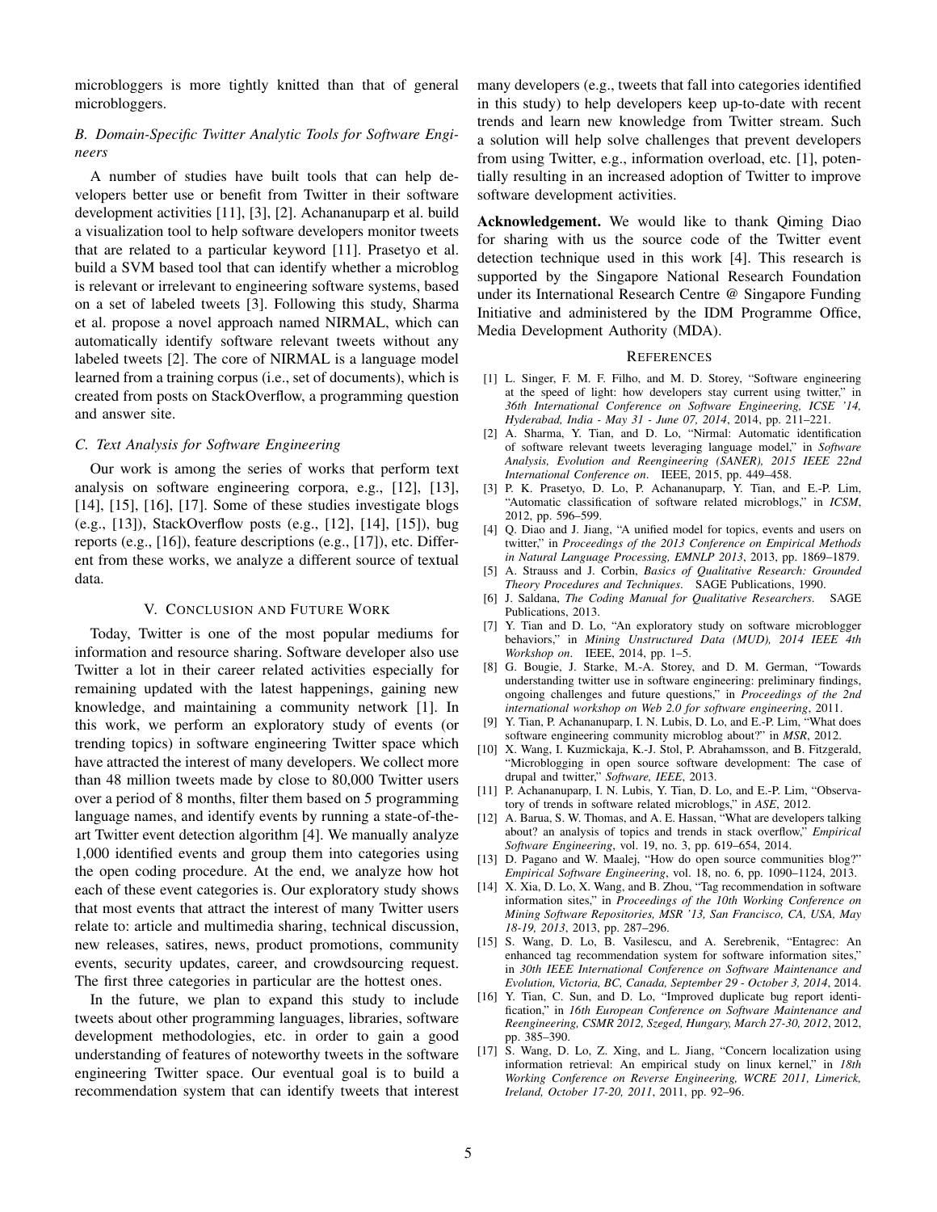microbloggers is more tightly knitted than that of general microbloggers.

### B. Domain-Specific Twitter Analytic Tools for Software Engineers

A number of studies have built tools that can help developers better use or benefit from Twitter in their software development activities [11], [3], [2]. Achananuparp et al. build a visualization tool to help software developers monitor tweets that are related to a particular keyword [11]. Prasetyo et al. build a SVM based tool that can identify whether a microblog is relevant or irrelevant to engineering software systems, based on a set of labeled tweets [3]. Following this study, Sharma et al. propose a novel approach named NIRMAL, which can automatically identify software relevant tweets without any labeled tweets [2]. The core of NIRMAL is a language model learned from a training corpus (i.e., set of documents), which is created from posts on StackOverflow, a programming question and answer site.

### C. Text Analysis for Software Engineering

Our work is among the series of works that perform text analysis on software engineering corpora, e.g., [12], [13], [14], [15], [16], [17]. Some of these studies investigate blogs (e.g., [13]), StackOverflow posts (e.g., [12], [14], [15]), bug reports (e.g., [16]), feature descriptions (e.g., [17]), etc. Different from these works, we analyze a different source of textual data.

## V. Conclusion and Future Work

Today, Twitter is one of the most popular mediums for information and resource sharing. Software developer also use Twitter a lot in their career related activities especially for remaining updated with the latest happenings, gaining new knowledge, and maintaining a community network [1]. In this work, we perform an exploratory study of events (or trending topics) in software engineering Twitter space which have attracted the interest of many developers. We collect more than 48 million tweets made by close to 80,000 Twitter users over a period of 8 months, filter them based on 5 programming language names, and identify events by running a state-of-the-art Twitter event detection algorithm [4]. We manually analyze 1,000 identified events and group them into categories using the open coding procedure. At the end, we analyze how hot each of these event categories is. Our exploratory study shows that most events that attract the interest of many Twitter users relate to: article and multimedia sharing, technical discussion, new releases, satires, news, product promotions, community events, security updates, career, and crowdsourcing request. The first three categories in particular are the hottest ones.

In the future, we plan to expand this study to include tweets about other programming languages, libraries, software development methodologies, etc. in order to gain a good understanding of features of noteworthy tweets in the software engineering Twitter space. Our eventual goal is to build a recommendation system that can identify tweets that interest many developers (e.g., tweets that fall into categories identified in this study) to help developers keep up-to-date with recent trends and learn new knowledge from Twitter stream. Such a solution will help solve challenges that prevent developers from using Twitter, e.g., information overload, etc. [1], potentially resulting in an increased adoption of Twitter to improve software development activities.

**Acknowledgement.** We would like to thank Qiming Diao for sharing with us the source code of the Twitter event detection technique used in this work [4]. This research is supported by the Singapore National Research Foundation under its International Research Centre @ Singapore Funding Initiative and administered by the IDM Programme Office, Media Development Authority (MDA).

## References

[1] L. Singer, F. M. F. Filho, and M. D. Storey, "Software engineering at the speed of light: how developers stay current using twitter," in *36th International Conference on Software Engineering, ICSE '14, Hyderabad, India - May 31 - June 07, 2014*, 2014, pp. 211–221.

[2] A. Sharma, Y. Tian, and D. Lo, "Nirmal: Automatic identification of software relevant tweets leveraging language model," in *Software Analysis, Evolution and Reengineering (SANER), 2015 IEEE 22nd International Conference on*. IEEE, 2015, pp. 449–458.

[3] P. K. Prasetyo, D. Lo, P. Achananuparp, Y. Tian, and E.-P. Lim, "Automatic classification of software related microblogs," in *ICSM*, 2012, pp. 596–599.

[4] Q. Diao and J. Jiang, "A unified model for topics, events and users on twitter," in *Proceedings of the 2013 Conference on Empirical Methods in Natural Language Processing, EMNLP 2013*, 2013, pp. 1869–1879.

[5] A. Strauss and J. Corbin, *Basics of Qualitative Research: Grounded Theory Procedures and Techniques*. SAGE Publications, 1990.

[6] J. Saldana, *The Coding Manual for Qualitative Researchers*. SAGE Publications, 2013.

[7] Y. Tian and D. Lo, "An exploratory study on software microblogger behaviors," in *Mining Unstructured Data (MUD), 2014 IEEE 4th Workshop on*. IEEE, 2014, pp. 1–5.

[8] G. Bougie, J. Starke, M.-A. Storey, and D. M. German, "Towards understanding twitter use in software engineering: preliminary findings, ongoing challenges and future questions," in *Proceedings of the 2nd international workshop on Web 2.0 for software engineering*, 2011.

[9] Y. Tian, P. Achananuparp, I. N. Lubis, D. Lo, and E.-P. Lim, "What does software engineering community microblog about?" in *MSR*, 2012.

[10] X. Wang, I. Kuzmickaja, K.-J. Stol, P. Abrahamsson, and B. Fitzgerald, "Microblogging in open source software development: The case of drupal and twitter," *Software, IEEE*, 2013.

[11] P. Achananuparp, I. N. Lubis, Y. Tian, D. Lo, and E.-P. Lim, "Observatory of trends in software related microblogs," in *ASE*, 2012.

[12] A. Barua, S. W. Thomas, and A. E. Hassan, "What are developers talking about? an analysis of topics and trends in stack overflow," *Empirical Software Engineering*, vol. 19, no. 3, pp. 619–654, 2014.

[13] D. Pagano and W. Maalej, "How do open source communities blog?" *Empirical Software Engineering*, vol. 18, no. 6, pp. 1090–1124, 2013.

[14] X. Xia, D. Lo, X. Wang, and B. Zhou, "Tag recommendation in software information sites," in *Proceedings of the 10th Working Conference on Mining Software Repositories, MSR '13, San Francisco, CA, USA, May 18-19, 2013*, 2013, pp. 287–296.

[15] S. Wang, D. Lo, B. Vasilescu, and A. Serebrenik, "Entagrec: An enhanced tag recommendation system for software information sites," in *30th IEEE International Conference on Software Maintenance and Evolution, Victoria, BC, Canada, September 29 - October 3, 2014*, 2014.

[16] Y. Tian, C. Sun, and D. Lo, "Improved duplicate bug report identification," in *16th European Conference on Software Maintenance and Reengineering, CSMR 2012, Szeged, Hungary, March 27-30, 2012*, 2012, pp. 385–390.

[17] S. Wang, D. Lo, Z. Xing, and L. Jiang, "Concern localization using information retrieval: An empirical study on linux kernel," in *18th Working Conference on Reverse Engineering, WCRE 2011, Limerick, Ireland, October 17-20, 2011*, 2011, pp. 92–96.